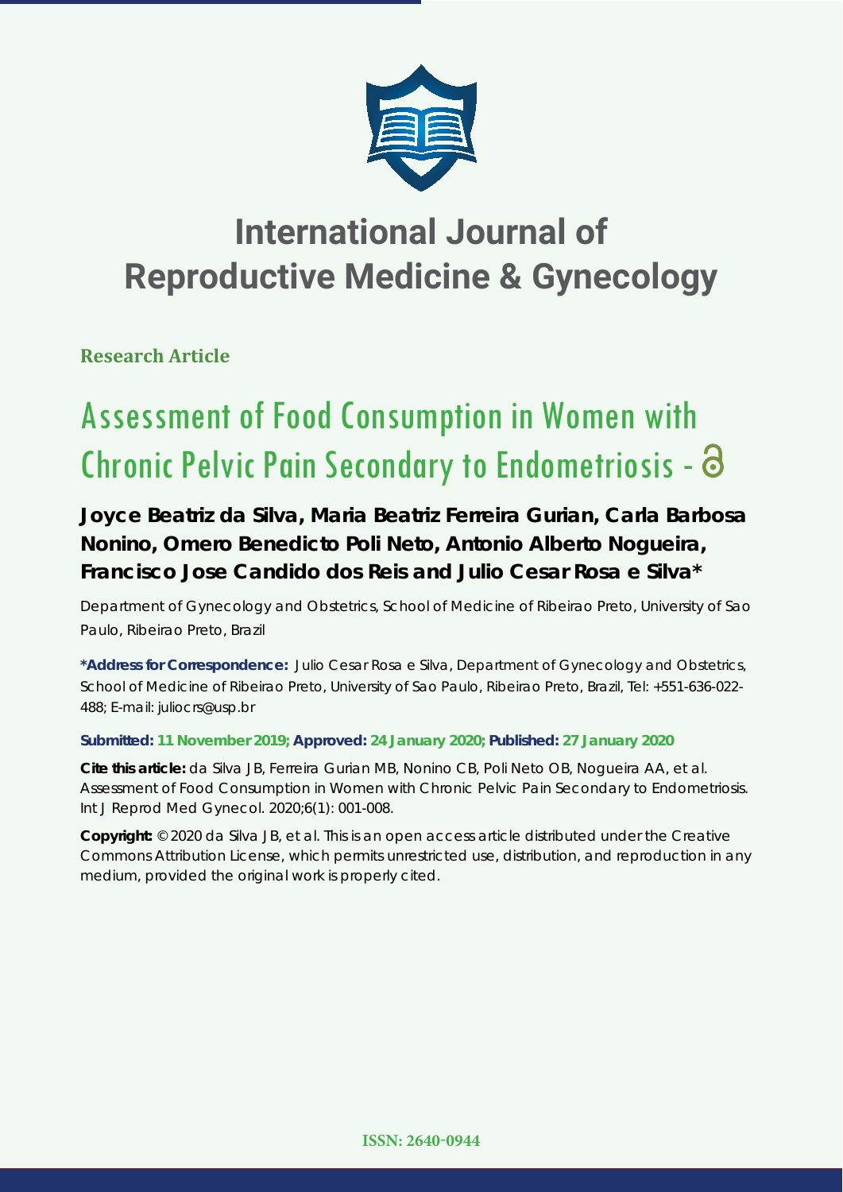# International Journal of Reproductive Medicine & Gynecology

**Research Article**

# Assessment of Food Consumption in Women with Chronic Pelvic Pain Secondary to Endometriosis -

**Joyce Beatriz da Silva, Maria Beatriz Ferreira Gurian, Carla Barbosa Nonino, Omero Benedicto Poli Neto, Antonio Alberto Nogueira, Francisco Jose Candido dos Reis and Julio Cesar Rosa e Silva***

Department of Gynecology and Obstetrics, School of Medicine of Ribeirao Preto, University of Sao Paulo, Ribeirao Preto, Brazil

**\*Address for Correspondence:** Julio Cesar Rosa e Silva, Department of Gynecology and Obstetrics, School of Medicine of Ribeirao Preto, University of Sao Paulo, Ribeirao Preto, Brazil, Tel: +551-636-022-488; E-mail: juliocrs@usp.br

**Submitted: 11 November 2019; Approved: 24 January 2020; Published: 27 January 2020**

**Cite this article:** da Silva JB, Ferreira Gurian MB, Nonino CB, Poli Neto OB, Nogueira AA, et al. Assessment of Food Consumption in Women with Chronic Pelvic Pain Secondary to Endometriosis. Int J Reprod Med Gynecol. 2020;6(1): 001-008.

**Copyright:** © 2020 da Silva JB, et al. This is an open access article distributed under the Creative Commons Attribution License, which permits unrestricted use, distribution, and reproduction in any medium, provided the original work is properly cited.

**ISSN: 2640-0944**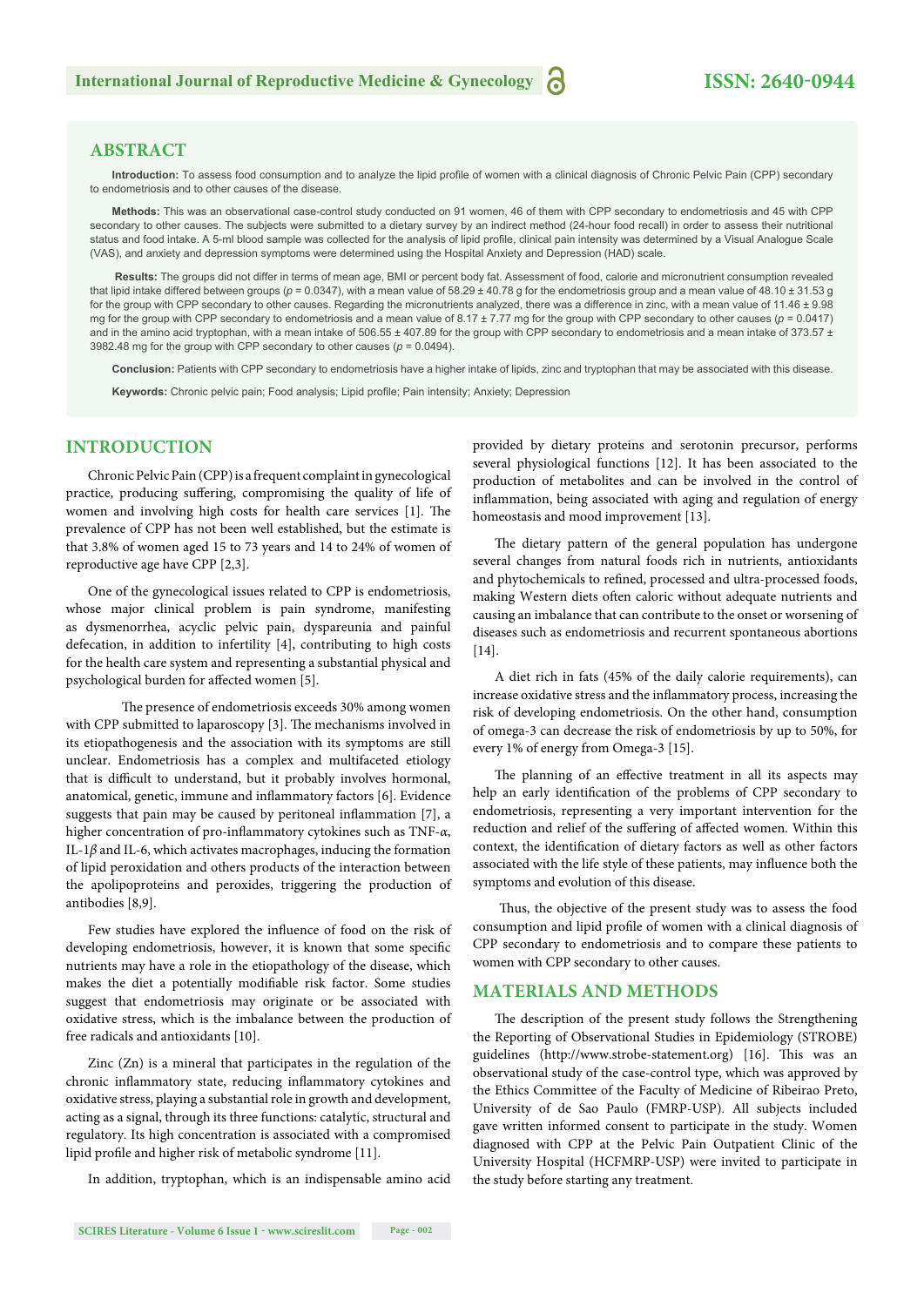## ABSTRACT

**Introduction:** To assess food consumption and to analyze the lipid profile of women with a clinical diagnosis of Chronic Pelvic Pain (CPP) secondary to endometriosis and to other causes of the disease.

**Methods:** This was an observational case-control study conducted on 91 women, 46 of them with CPP secondary to endometriosis and 45 with CPP secondary to other causes. The subjects were submitted to a dietary survey by an indirect method (24-hour food recall) in order to assess their nutritional status and food intake. A 5-ml blood sample was collected for the analysis of lipid profile, clinical pain intensity was determined by a Visual Analogue Scale (VAS), and anxiety and depression symptoms were determined using the Hospital Anxiety and Depression (HAD) scale.

**Results:** The groups did not differ in terms of mean age, BMI or percent body fat. Assessment of food, calorie and micronutrient consumption revealed that lipid intake differed between groups ($p = 0.0347$), with a mean value of 58.29 ± 40.78 g for the endometriosis group and a mean value of 48.10 ± 31.53 g for the group with CPP secondary to other causes. Regarding the micronutrients analyzed, there was a difference in zinc, with a mean value of 11.46 ± 9.98 mg for the group with CPP secondary to endometriosis and a mean value of 8.17 ± 7.77 mg for the group with CPP secondary to other causes ($p = 0.0417$) and in the amino acid tryptophan, with a mean intake of 506.55 ± 407.89 for the group with CPP secondary to endometriosis and a mean intake of 373.57 ± 3982.48 mg for the group with CPP secondary to other causes ($p = 0.0494$).

**Conclusion:** Patients with CPP secondary to endometriosis have a higher intake of lipids, zinc and tryptophan that may be associated with this disease.

**Keywords:** Chronic pelvic pain; Food analysis; Lipid profile; Pain intensity; Anxiety; Depression

## INTRODUCTION

Chronic Pelvic Pain (CPP) is a frequent complaint in gynecological practice, producing suffering, compromising the quality of life of women and involving high costs for health care services [1]. The prevalence of CPP has not been well established, but the estimate is that 3.8% of women aged 15 to 73 years and 14 to 24% of women of reproductive age have CPP [2,3].

One of the gynecological issues related to CPP is endometriosis, whose major clinical problem is pain syndrome, manifesting as dysmenorrhea, acyclic pelvic pain, dyspareunia and painful defecation, in addition to infertility [4], contributing to high costs for the health care system and representing a substantial physical and psychological burden for affected women [5].

The presence of endometriosis exceeds 30% among women with CPP submitted to laparoscopy [3]. The mechanisms involved in its etiopathogenesis and the association with its symptoms are still unclear. Endometriosis has a complex and multifaceted etiology that is difficult to understand, but it probably involves hormonal, anatomical, genetic, immune and inflammatory factors [6]. Evidence suggests that pain may be caused by peritoneal inflammation [7], a higher concentration of pro-inflammatory cytokines such as TNF-$\alpha$, IL-1$\beta$ and IL-6, which activates macrophages, inducing the formation of lipid peroxidation and others products of the interaction between the apolipoproteins and peroxides, triggering the production of antibodies [8,9].

Few studies have explored the influence of food on the risk of developing endometriosis, however, it is known that some specific nutrients may have a role in the etiopathology of the disease, which makes the diet a potentially modifiable risk factor. Some studies suggest that endometriosis may originate or be associated with oxidative stress, which is the imbalance between the production of free radicals and antioxidants [10].

Zinc (Zn) is a mineral that participates in the regulation of the chronic inflammatory state, reducing inflammatory cytokines and oxidative stress, playing a substantial role in growth and development, acting as a signal, through its three functions: catalytic, structural and regulatory. Its high concentration is associated with a compromised lipid profile and higher risk of metabolic syndrome [11].

In addition, tryptophan, which is an indispensable amino acid provided by dietary proteins and serotonin precursor, performs several physiological functions [12]. It has been associated to the production of metabolites and can be involved in the control of inflammation, being associated with aging and regulation of energy homeostasis and mood improvement [13].

The dietary pattern of the general population has undergone several changes from natural foods rich in nutrients, antioxidants and phytochemicals to refined, processed and ultra-processed foods, making Western diets often caloric without adequate nutrients and causing an imbalance that can contribute to the onset or worsening of diseases such as endometriosis and recurrent spontaneous abortions [14].

A diet rich in fats (45% of the daily calorie requirements), can increase oxidative stress and the inflammatory process, increasing the risk of developing endometriosis. On the other hand, consumption of omega-3 can decrease the risk of endometriosis by up to 50%, for every 1% of energy from Omega-3 [15].

The planning of an effective treatment in all its aspects may help an early identification of the problems of CPP secondary to endometriosis, representing a very important intervention for the reduction and relief of the suffering of affected women. Within this context, the identification of dietary factors as well as other factors associated with the life style of these patients, may influence both the symptoms and evolution of this disease.

Thus, the objective of the present study was to assess the food consumption and lipid profile of women with a clinical diagnosis of CPP secondary to endometriosis and to compare these patients to women with CPP secondary to other causes.

## MATERIALS AND METHODS

The description of the present study follows the Strengthening the Reporting of Observational Studies in Epidemiology (STROBE) guidelines (http://www.strobe-statement.org) [16]. This was an observational study of the case-control type, which was approved by the Ethics Committee of the Faculty of Medicine of Ribeirao Preto, University of de Sao Paulo (FMRP-USP). All subjects included gave written informed consent to participate in the study. Women diagnosed with CPP at the Pelvic Pain Outpatient Clinic of the University Hospital (HCFMRP-USP) were invited to participate in the study before starting any treatment.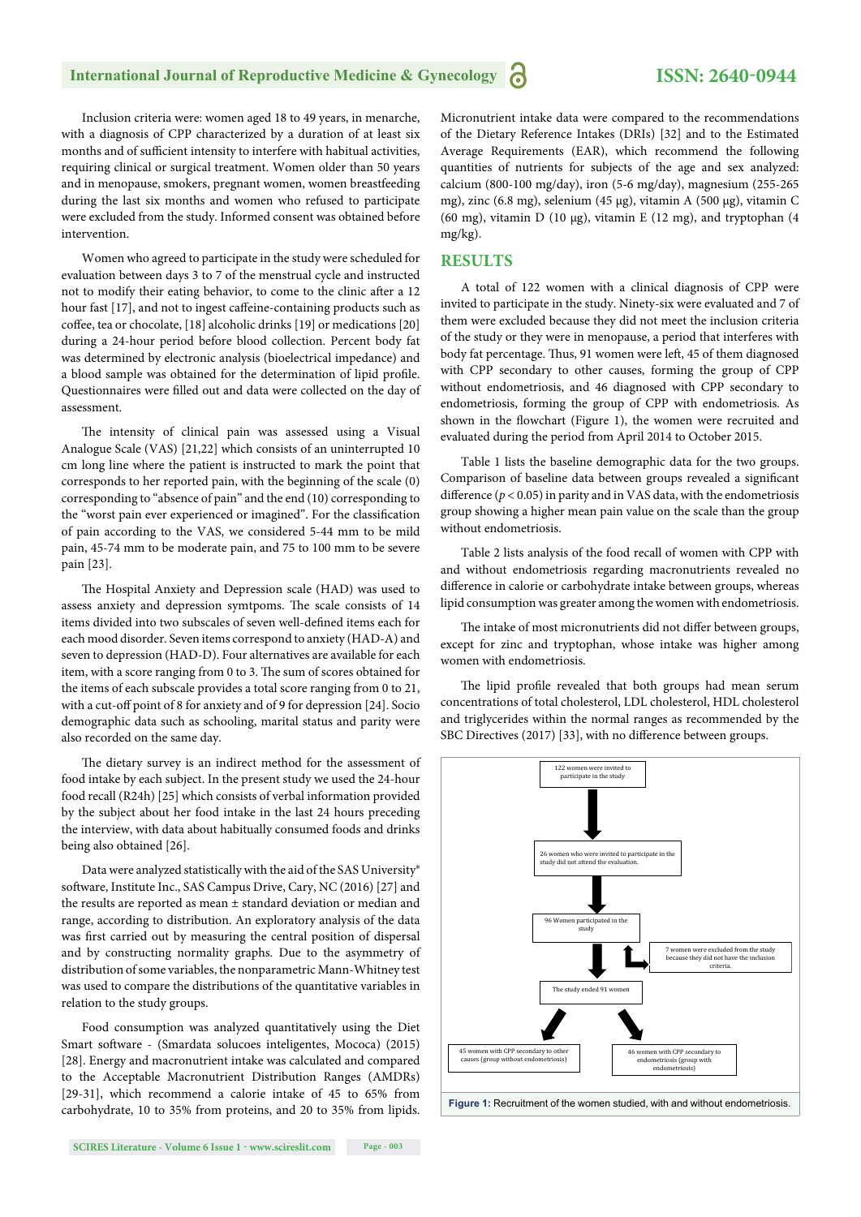Inclusion criteria were: women aged 18 to 49 years, in menarche, with a diagnosis of CPP characterized by a duration of at least six months and of sufficient intensity to interfere with habitual activities, requiring clinical or surgical treatment. Women older than 50 years and in menopause, smokers, pregnant women, women breastfeeding during the last six months and women who refused to participate were excluded from the study. Informed consent was obtained before intervention.

Women who agreed to participate in the study were scheduled for evaluation between days 3 to 7 of the menstrual cycle and instructed not to modify their eating behavior, to come to the clinic after a 12 hour fast [17], and not to ingest caffeine-containing products such as coffee, tea or chocolate, [18] alcoholic drinks [19] or medications [20] during a 24-hour period before blood collection. Percent body fat was determined by electronic analysis (bioelectrical impedance) and a blood sample was obtained for the determination of lipid profile. Questionnaires were filled out and data were collected on the day of assessment.

The intensity of clinical pain was assessed using a Visual Analogue Scale (VAS) [21,22] which consists of an uninterrupted 10 cm long line where the patient is instructed to mark the point that corresponds to her reported pain, with the beginning of the scale (0) corresponding to "absence of pain" and the end (10) corresponding to the "worst pain ever experienced or imagined". For the classification of pain according to the VAS, we considered 5-44 mm to be mild pain, 45-74 mm to be moderate pain, and 75 to 100 mm to be severe pain [23].

The Hospital Anxiety and Depression scale (HAD) was used to assess anxiety and depression symtpoms. The scale consists of 14 items divided into two subscales of seven well-defined items each for each mood disorder. Seven items correspond to anxiety (HAD-A) and seven to depression (HAD-D). Four alternatives are available for each item, with a score ranging from 0 to 3. The sum of scores obtained for the items of each subscale provides a total score ranging from 0 to 21, with a cut-off point of 8 for anxiety and of 9 for depression [24]. Socio demographic data such as schooling, marital status and parity were also recorded on the same day.

The dietary survey is an indirect method for the assessment of food intake by each subject. In the present study we used the 24-hour food recall (R24h) [25] which consists of verbal information provided by the subject about her food intake in the last 24 hours preceding the interview, with data about habitually consumed foods and drinks being also obtained [26].

Data were analyzed statistically with the aid of the SAS University® software, Institute Inc., SAS Campus Drive, Cary, NC (2016) [27] and the results are reported as mean ± standard deviation or median and range, according to distribution. An exploratory analysis of the data was first carried out by measuring the central position of dispersal and by constructing normality graphs. Due to the asymmetry of distribution of some variables, the nonparametric Mann-Whitney test was used to compare the distributions of the quantitative variables in relation to the study groups.

Food consumption was analyzed quantitatively using the Diet Smart software - (Smardata solucoes inteligentes, Mococa) (2015) [28]. Energy and macronutrient intake was calculated and compared to the Acceptable Macronutrient Distribution Ranges (AMDRs) [29-31], which recommend a calorie intake of 45 to 65% from carbohydrate, 10 to 35% from proteins, and 20 to 35% from lipids. Micronutrient intake data were compared to the recommendations of the Dietary Reference Intakes (DRIs) [32] and to the Estimated Average Requirements (EAR), which recommend the following quantities of nutrients for subjects of the age and sex analyzed: calcium (800-100 mg/day), iron (5-6 mg/day), magnesium (255-265 mg), zinc (6.8 mg), selenium (45 μg), vitamin A (500 μg), vitamin C (60 mg), vitamin D (10 μg), vitamin E (12 mg), and tryptophan (4 mg/kg).

## RESULTS

A total of 122 women with a clinical diagnosis of CPP were invited to participate in the study. Ninety-six were evaluated and 7 of them were excluded because they did not meet the inclusion criteria of the study or they were in menopause, a period that interferes with body fat percentage. Thus, 91 women were left, 45 of them diagnosed with CPP secondary to other causes, forming the group of CPP without endometriosis, and 46 diagnosed with CPP secondary to endometriosis, forming the group of CPP with endometriosis. As shown in the flowchart (Figure 1), the women were recruited and evaluated during the period from April 2014 to October 2015.

Table 1 lists the baseline demographic data for the two groups. Comparison of baseline data between groups revealed a significant difference ($p < 0.05$) in parity and in VAS data, with the endometriosis group showing a higher mean pain value on the scale than the group without endometriosis.

Table 2 lists analysis of the food recall of women with CPP with and without endometriosis regarding macronutrients revealed no difference in calorie or carbohydrate intake between groups, whereas lipid consumption was greater among the women with endometriosis.

The intake of most micronutrients did not differ between groups, except for zinc and tryptophan, whose intake was higher among women with endometriosis.

The lipid profile revealed that both groups had mean serum concentrations of total cholesterol, LDL cholesterol, HDL cholesterol and triglycerides within the normal ranges as recommended by the SBC Directives (2017) [33], with no difference between groups.

122 women were invited to participate in the study

26 women who were invited to participate in the study did not attend the evaluation.

96 Women participated in the study

7 women were excluded from the study because they did not have the inclusion criteria.

The study ended 91 women

45 women with CPP secondary to other causes (group without endometriosis)

46 women with CPP secondary to endometriosis (group with endometriosis)

**Figure 1:** Recruitment of the women studied, with and without endometriosis.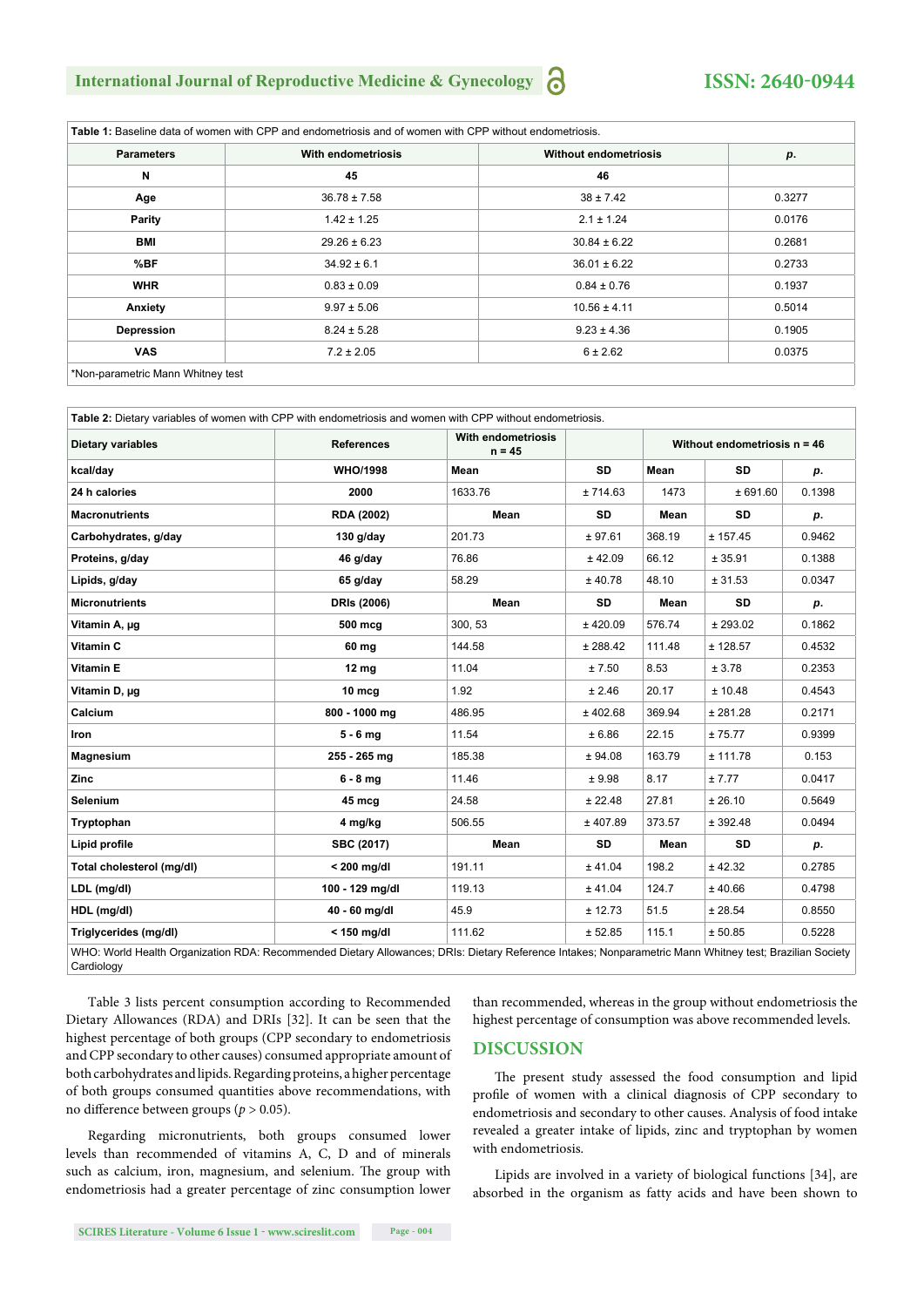**Table 1:** Baseline data of women with CPP and endometriosis and of women with CPP without endometriosis.

| Parameters | With endometriosis | Without endometriosis | *p.* |
|---|---|---|---|
| N | 45 | 46 | |
| Age | 36.78 ± 7.58 | 38 ± 7.42 | 0.3277 |
| Parity | 1.42 ± 1.25 | 2.1 ± 1.24 | 0.0176 |
| BMI | 29.26 ± 6.23 | 30.84 ± 6.22 | 0.2681 |
| %BF | 34.92 ± 6.1 | 36.01 ± 6.22 | 0.2733 |
| WHR | 0.83 ± 0.09 | 0.84 ± 0.76 | 0.1937 |
| Anxiety | 9.97 ± 5.06 | 10.56 ± 4.11 | 0.5014 |
| Depression | 8.24 ± 5.28 | 9.23 ± 4.36 | 0.1905 |
| VAS | 7.2 ± 2.05 | 6 ± 2.62 | 0.0375 |

*Non-parametric Mann Whitney test

**Table 2:** Dietary variables of women with CPP with endometriosis and women with CPP without endometriosis.

| Dietary variables | References | With endometriosis n = 45 | | Without endometriosis n = 46 | | |
|---|---|---|---|---|---|---|
| kcal/day | WHO/1998 | Mean | SD | Mean | SD | *p.* |
| 24 h calories | 2000 | 1633.76 | ± 714.63 | 1473 | ± 691.60 | 0.1398 |
| Macronutrients | RDA (2002) | Mean | SD | Mean | SD | *p.* |
| Carbohydrates, g/day | 130 g/day | 201.73 | ± 97.61 | 368.19 | ± 157.45 | 0.9462 |
| Proteins, g/day | 46 g/day | 76.86 | ± 42.09 | 66.12 | ± 35.91 | 0.1388 |
| Lipids, g/day | 65 g/day | 58.29 | ± 40.78 | 48.10 | ± 31.53 | 0.0347 |
| Micronutrients | DRIs (2006) | Mean | SD | Mean | SD | *p.* |
| Vitamin A, µg | 500 mcg | 300, 53 | ± 420.09 | 576.74 | ± 293.02 | 0.1862 |
| Vitamin C | 60 mg | 144.58 | ± 288.42 | 111.48 | ± 128.57 | 0.4532 |
| Vitamin E | 12 mg | 11.04 | ± 7.50 | 8.53 | ± 3.78 | 0.2353 |
| Vitamin D, µg | 10 mcg | 1.92 | ± 2.46 | 20.17 | ± 10.48 | 0.4543 |
| Calcium | 800 - 1000 mg | 486.95 | ± 402.68 | 369.94 | ± 281.28 | 0.2171 |
| Iron | 5 - 6 mg | 11.54 | ± 6.86 | 22.15 | ± 75.77 | 0.9399 |
| Magnesium | 255 - 265 mg | 185.38 | ± 94.08 | 163.79 | ± 111.78 | 0.153 |
| Zinc | 6 - 8 mg | 11.46 | ± 9.98 | 8.17 | ± 7.77 | 0.0417 |
| Selenium | 45 mcg | 24.58 | ± 22.48 | 27.81 | ± 26.10 | 0.5649 |
| Tryptophan | 4 mg/kg | 506.55 | ± 407.89 | 373.57 | ± 392.48 | 0.0494 |
| Lipid profile | SBC (2017) | Mean | SD | Mean | SD | *p.* |
| Total cholesterol (mg/dl) | < 200 mg/dl | 191.11 | ± 41.04 | 198.2 | ± 42.32 | 0.2785 |
| LDL (mg/dl) | 100 - 129 mg/dl | 119.13 | ± 41.04 | 124.7 | ± 40.66 | 0.4798 |
| HDL (mg/dl) | 40 - 60 mg/dl | 45.9 | ± 12.73 | 51.5 | ± 28.54 | 0.8550 |
| Triglycerides (mg/dl) | < 150 mg/dl | 111.62 | ± 52.85 | 115.1 | ± 50.85 | 0.5228 |

WHO: World Health Organization RDA: Recommended Dietary Allowances; DRIs: Dietary Reference Intakes; Nonparametric Mann Whitney test; Brazilian Society Cardiology

Table 3 lists percent consumption according to Recommended Dietary Allowances (RDA) and DRIs [32]. It can be seen that the highest percentage of both groups (CPP secondary to endometriosis and CPP secondary to other causes) consumed appropriate amount of both carbohydrates and lipids. Regarding proteins, a higher percentage of both groups consumed quantities above recommendations, with no difference between groups ($p > 0.05$).

Regarding micronutrients, both groups consumed lower levels than recommended of vitamins A, C, D and of minerals such as calcium, iron, magnesium, and selenium. The group with endometriosis had a greater percentage of zinc consumption lower than recommended, whereas in the group without endometriosis the highest percentage of consumption was above recommended levels.

## DISCUSSION

The present study assessed the food consumption and lipid profile of women with a clinical diagnosis of CPP secondary to endometriosis and secondary to other causes. Analysis of food intake revealed a greater intake of lipids, zinc and tryptophan by women with endometriosis.

Lipids are involved in a variety of biological functions [34], are absorbed in the organism as fatty acids and have been shown to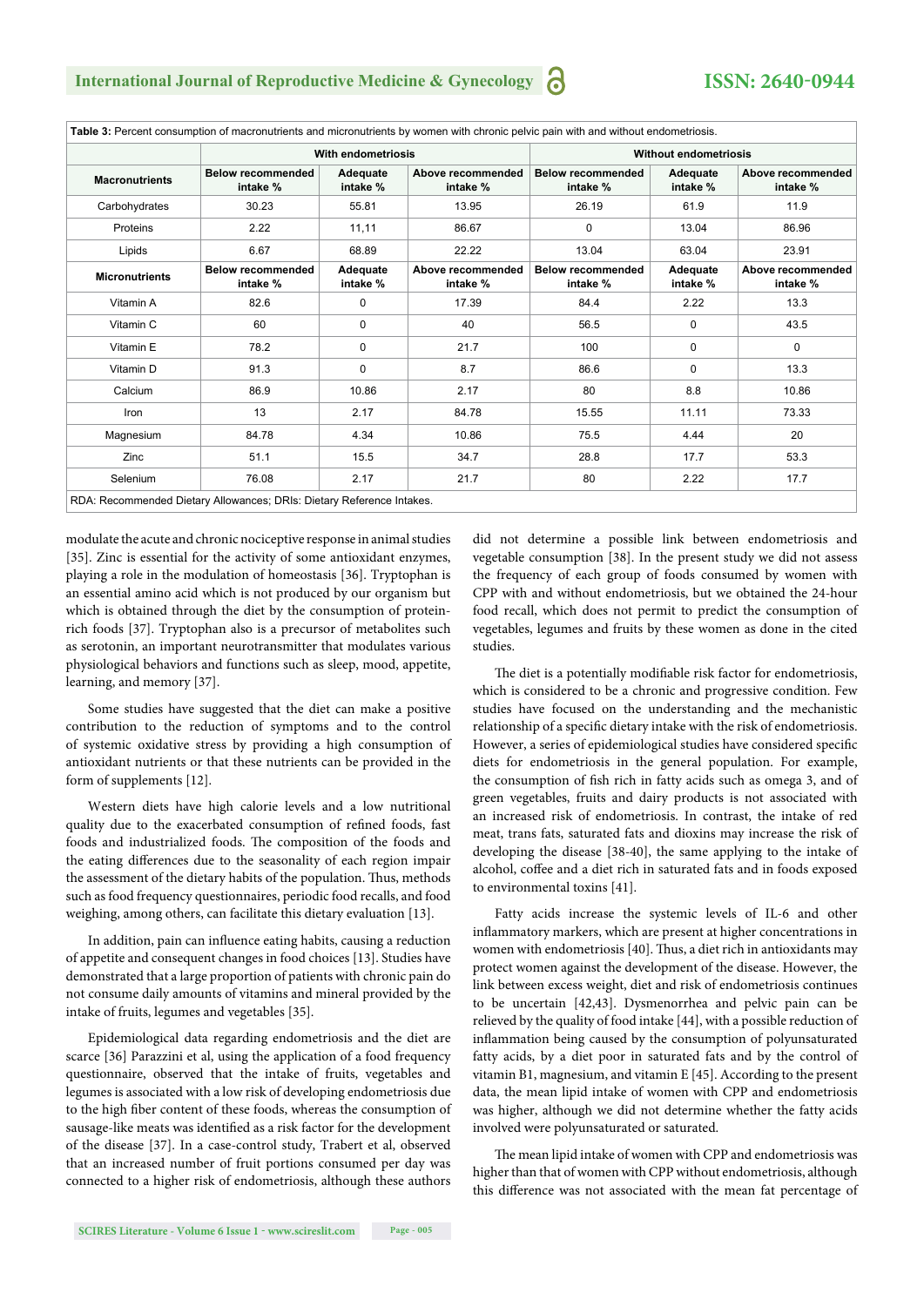Table 3: Percent consumption of macronutrients and micronutrients by women with chronic pelvic pain with and without endometriosis.

| | With endometriosis | | | Without endometriosis | | |
|---|---|---|---|---|---|---|
| **Macronutrients** | **Below recommended intake %** | **Adequate intake %** | **Above recommended intake %** | **Below recommended intake %** | **Adequate intake %** | **Above recommended intake %** |
| Carbohydrates | 30.23 | 55.81 | 13.95 | 26.19 | 61.9 | 11.9 |
| Proteins | 2.22 | 11,11 | 86.67 | 0 | 13.04 | 86.96 |
| Lipids | 6.67 | 68.89 | 22.22 | 13.04 | 63.04 | 23.91 |
| **Micronutrients** | **Below recommended intake %** | **Adequate intake %** | **Above recommended intake %** | **Below recommended intake %** | **Adequate intake %** | **Above recommended intake %** |
| Vitamin A | 82.6 | 0 | 17.39 | 84.4 | 2.22 | 13.3 |
| Vitamin C | 60 | 0 | 40 | 56.5 | 0 | 43.5 |
| Vitamin E | 78.2 | 0 | 21.7 | 100 | 0 | 0 |
| Vitamin D | 91.3 | 0 | 8.7 | 86.6 | 0 | 13.3 |
| Calcium | 86.9 | 10.86 | 2.17 | 80 | 8.8 | 10.86 |
| Iron | 13 | 2.17 | 84.78 | 15.55 | 11.11 | 73.33 |
| Magnesium | 84.78 | 4.34 | 10.86 | 75.5 | 4.44 | 20 |
| Zinc | 51.1 | 15.5 | 34.7 | 28.8 | 17.7 | 53.3 |
| Selenium | 76.08 | 2.17 | 21.7 | 80 | 2.22 | 17.7 |

RDA: Recommended Dietary Allowances; DRIs: Dietary Reference Intakes.

modulate the acute and chronic nociceptive response in animal studies [35]. Zinc is essential for the activity of some antioxidant enzymes, playing a role in the modulation of homeostasis [36]. Tryptophan is an essential amino acid which is not produced by our organism but which is obtained through the diet by the consumption of protein-rich foods [37]. Tryptophan also is a precursor of metabolites such as serotonin, an important neurotransmitter that modulates various physiological behaviors and functions such as sleep, mood, appetite, learning, and memory [37].

Some studies have suggested that the diet can make a positive contribution to the reduction of symptoms and to the control of systemic oxidative stress by providing a high consumption of antioxidant nutrients or that these nutrients can be provided in the form of supplements [12].

Western diets have high calorie levels and a low nutritional quality due to the exacerbated consumption of refined foods, fast foods and industrialized foods. The composition of the foods and the eating differences due to the seasonality of each region impair the assessment of the dietary habits of the population. Thus, methods such as food frequency questionnaires, periodic food recalls, and food weighing, among others, can facilitate this dietary evaluation [13].

In addition, pain can influence eating habits, causing a reduction of appetite and consequent changes in food choices [13]. Studies have demonstrated that a large proportion of patients with chronic pain do not consume daily amounts of vitamins and mineral provided by the intake of fruits, legumes and vegetables [35].

Epidemiological data regarding endometriosis and the diet are scarce [36] Parazzini et al, using the application of a food frequency questionnaire, observed that the intake of fruits, vegetables and legumes is associated with a low risk of developing endometriosis due to the high fiber content of these foods, whereas the consumption of sausage-like meats was identified as a risk factor for the development of the disease [37]. In a case-control study, Trabert et al, observed that an increased number of fruit portions consumed per day was connected to a higher risk of endometriosis, although these authors did not determine a possible link between endometriosis and vegetable consumption [38]. In the present study we did not assess the frequency of each group of foods consumed by women with CPP with and without endometriosis, but we obtained the 24-hour food recall, which does not permit to predict the consumption of vegetables, legumes and fruits by these women as done in the cited studies.

The diet is a potentially modifiable risk factor for endometriosis, which is considered to be a chronic and progressive condition. Few studies have focused on the understanding and the mechanistic relationship of a specific dietary intake with the risk of endometriosis. However, a series of epidemiological studies have considered specific diets for endometriosis in the general population. For example, the consumption of fish rich in fatty acids such as omega 3, and of green vegetables, fruits and dairy products is not associated with an increased risk of endometriosis. In contrast, the intake of red meat, trans fats, saturated fats and dioxins may increase the risk of developing the disease [38-40], the same applying to the intake of alcohol, coffee and a diet rich in saturated fats and in foods exposed to environmental toxins [41].

Fatty acids increase the systemic levels of IL-6 and other inflammatory markers, which are present at higher concentrations in women with endometriosis [40]. Thus, a diet rich in antioxidants may protect women against the development of the disease. However, the link between excess weight, diet and risk of endometriosis continues to be uncertain [42,43]. Dysmenorrhea and pelvic pain can be relieved by the quality of food intake [44], with a possible reduction of inflammation being caused by the consumption of polyunsaturated fatty acids, by a diet poor in saturated fats and by the control of vitamin B1, magnesium, and vitamin E [45]. According to the present data, the mean lipid intake of women with CPP and endometriosis was higher, although we did not determine whether the fatty acids involved were polyunsaturated or saturated.

The mean lipid intake of women with CPP and endometriosis was higher than that of women with CPP without endometriosis, although this difference was not associated with the mean fat percentage of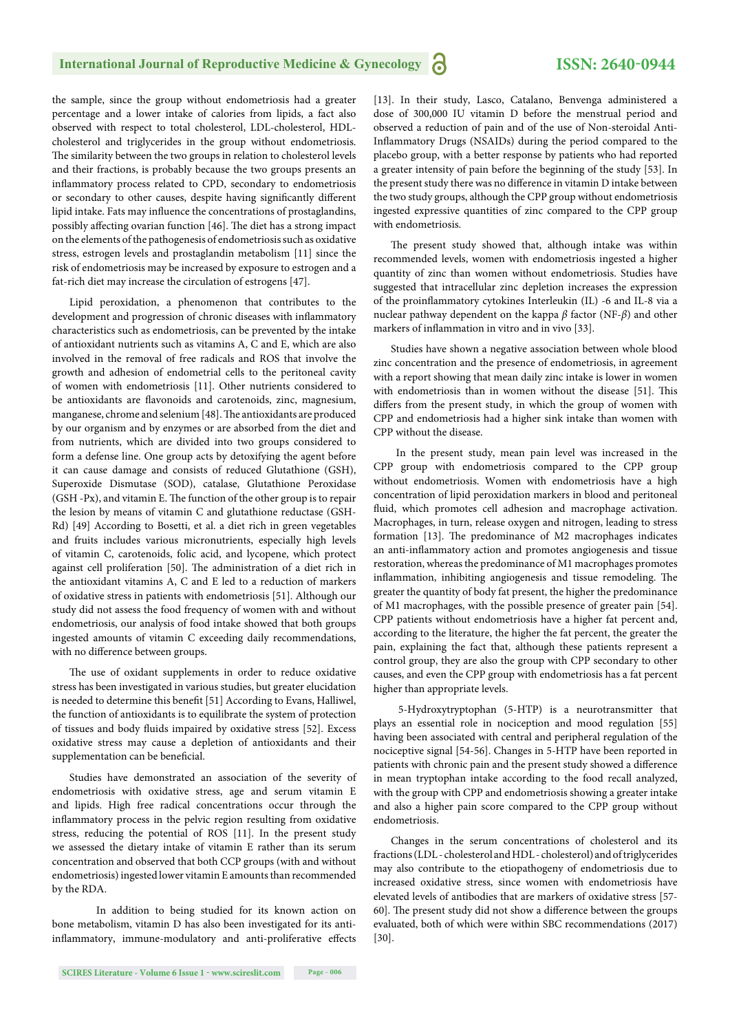the sample, since the group without endometriosis had a greater percentage and a lower intake of calories from lipids, a fact also observed with respect to total cholesterol, LDL-cholesterol, HDL-cholesterol and triglycerides in the group without endometriosis. The similarity between the two groups in relation to cholesterol levels and their fractions, is probably because the two groups presents an inflammatory process related to CPD, secondary to endometriosis or secondary to other causes, despite having significantly different lipid intake. Fats may influence the concentrations of prostaglandins, possibly affecting ovarian function [46]. The diet has a strong impact on the elements of the pathogenesis of endometriosis such as oxidative stress, estrogen levels and prostaglandin metabolism [11] since the risk of endometriosis may be increased by exposure to estrogen and a fat-rich diet may increase the circulation of estrogens [47].

Lipid peroxidation, a phenomenon that contributes to the development and progression of chronic diseases with inflammatory characteristics such as endometriosis, can be prevented by the intake of antioxidant nutrients such as vitamins A, C and E, which are also involved in the removal of free radicals and ROS that involve the growth and adhesion of endometrial cells to the peritoneal cavity of women with endometriosis [11]. Other nutrients considered to be antioxidants are flavonoids and carotenoids, zinc, magnesium, manganese, chrome and selenium [48]. The antioxidants are produced by our organism and by enzymes or are absorbed from the diet and from nutrients, which are divided into two groups considered to form a defense line. One group acts by detoxifying the agent before it can cause damage and consists of reduced Glutathione (GSH), Superoxide Dismutase (SOD), catalase, Glutathione Peroxidase (GSH -Px), and vitamin E. The function of the other group is to repair the lesion by means of vitamin C and glutathione reductase (GSH-Rd) [49] According to Bosetti, et al. a diet rich in green vegetables and fruits includes various micronutrients, especially high levels of vitamin C, carotenoids, folic acid, and lycopene, which protect against cell proliferation [50]. The administration of a diet rich in the antioxidant vitamins A, C and E led to a reduction of markers of oxidative stress in patients with endometriosis [51]. Although our study did not assess the food frequency of women with and without endometriosis, our analysis of food intake showed that both groups ingested amounts of vitamin C exceeding daily recommendations, with no difference between groups.

The use of oxidant supplements in order to reduce oxidative stress has been investigated in various studies, but greater elucidation is needed to determine this benefit [51] According to Evans, Halliwel, the function of antioxidants is to equilibrate the system of protection of tissues and body fluids impaired by oxidative stress [52]. Excess oxidative stress may cause a depletion of antioxidants and their supplementation can be beneficial.

Studies have demonstrated an association of the severity of endometriosis with oxidative stress, age and serum vitamin E and lipids. High free radical concentrations occur through the inflammatory process in the pelvic region resulting from oxidative stress, reducing the potential of ROS [11]. In the present study we assessed the dietary intake of vitamin E rather than its serum concentration and observed that both CCP groups (with and without endometriosis) ingested lower vitamin E amounts than recommended by the RDA.

In addition to being studied for its known action on bone metabolism, vitamin D has also been investigated for its anti-inflammatory, immune-modulatory and anti-proliferative effects [13]. In their study, Lasco, Catalano, Benvenga administered a dose of 300,000 IU vitamin D before the menstrual period and observed a reduction of pain and of the use of Non-steroidal Anti-Inflammatory Drugs (NSAIDs) during the period compared to the placebo group, with a better response by patients who had reported a greater intensity of pain before the beginning of the study [53]. In the present study there was no difference in vitamin D intake between the two study groups, although the CPP group without endometriosis ingested expressive quantities of zinc compared to the CPP group with endometriosis.

The present study showed that, although intake was within recommended levels, women with endometriosis ingested a higher quantity of zinc than women without endometriosis. Studies have suggested that intracellular zinc depletion increases the expression of the proinflammatory cytokines Interleukin (IL) -6 and IL-8 via a nuclear pathway dependent on the kappa $\beta$ factor (NF-$\beta$) and other markers of inflammation in vitro and in vivo [33].

Studies have shown a negative association between whole blood zinc concentration and the presence of endometriosis, in agreement with a report showing that mean daily zinc intake is lower in women with endometriosis than in women without the disease [51]. This differs from the present study, in which the group of women with CPP and endometriosis had a higher sink intake than women with CPP without the disease.

In the present study, mean pain level was increased in the CPP group with endometriosis compared to the CPP group without endometriosis. Women with endometriosis have a high concentration of lipid peroxidation markers in blood and peritoneal fluid, which promotes cell adhesion and macrophage activation. Macrophages, in turn, release oxygen and nitrogen, leading to stress formation [13]. The predominance of M2 macrophages indicates an anti-inflammatory action and promotes angiogenesis and tissue restoration, whereas the predominance of M1 macrophages promotes inflammation, inhibiting angiogenesis and tissue remodeling. The greater the quantity of body fat present, the higher the predominance of M1 macrophages, with the possible presence of greater pain [54]. CPP patients without endometriosis have a higher fat percent and, according to the literature, the higher the fat percent, the greater the pain, explaining the fact that, although these patients represent a control group, they are also the group with CPP secondary to other causes, and even the CPP group with endometriosis has a fat percent higher than appropriate levels.

5-Hydroxytryptophan (5-HTP) is a neurotransmitter that plays an essential role in nociception and mood regulation [55] having been associated with central and peripheral regulation of the nociceptive signal [54-56]. Changes in 5-HTP have been reported in patients with chronic pain and the present study showed a difference in mean tryptophan intake according to the food recall analyzed, with the group with CPP and endometriosis showing a greater intake and also a higher pain score compared to the CPP group without endometriosis.

Changes in the serum concentrations of cholesterol and its fractions (LDL - cholesterol and HDL - cholesterol) and of triglycerides may also contribute to the etiopathogeny of endometriosis due to increased oxidative stress, since women with endometriosis have elevated levels of antibodies that are markers of oxidative stress [57-60]. The present study did not show a difference between the groups evaluated, both of which were within SBC recommendations (2017) [30].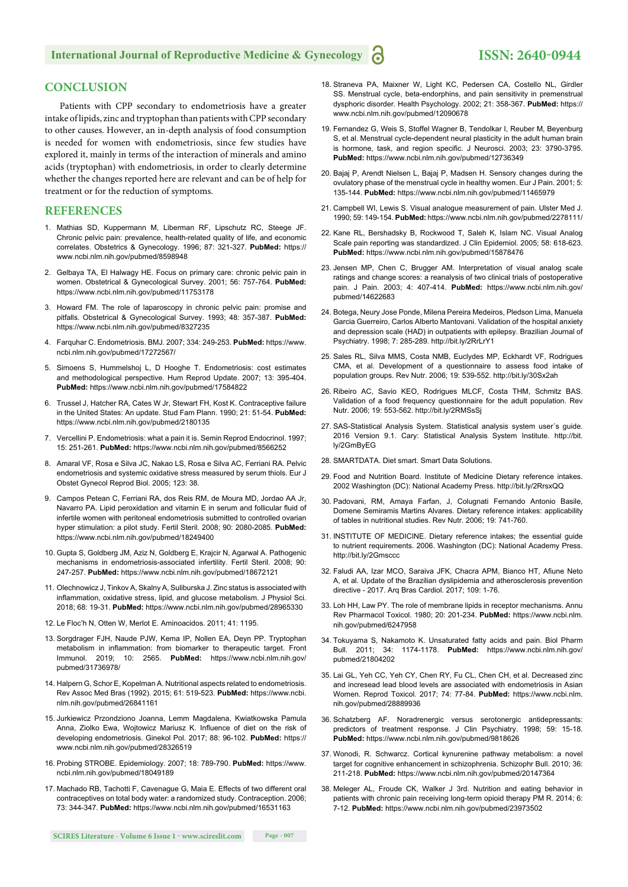## CONCLUSION

Patients with CPP secondary to endometriosis have a greater intake of lipids, zinc and tryptophan than patients with CPP secondary to other causes. However, an in-depth analysis of food consumption is needed for women with endometriosis, since few studies have explored it, mainly in terms of the interaction of minerals and amino acids (tryptophan) with endometriosis, in order to clearly determine whether the changes reported here are relevant and can be of help for treatment or for the reduction of symptoms.

## REFERENCES

1. Mathias SD, Kuppermann M, Liberman RF, Lipschutz RC, Steege JF. Chronic pelvic pain: prevalence, health-related quality of life, and economic correlates. Obstetrics & Gynecology. 1996; 87: 321-327. **PubMed:** https://www.ncbi.nlm.nih.gov/pubmed/8598948

2. Gelbaya TA, El Halwagy HE. Focus on primary care: chronic pelvic pain in women. Obstetrical & Gynecological Survey. 2001; 56: 757-764. **PubMed:** https://www.ncbi.nlm.nih.gov/pubmed/11753178

3. Howard FM. The role of laparoscopy in chronic pelvic pain: promise and pitfalls. Obstetrical & Gynecological Survey. 1993; 48: 357-387. **PubMed:** https://www.ncbi.nlm.nih.gov/pubmed/8327235

4. Farquhar C. Endometriosis. BMJ. 2007; 334: 249-253. **PubMed:** https://www.ncbi.nlm.nih.gov/pubmed/17272567/

5. Simoens S, Hummelshoj L, D Hooghe T. Endometriosis: cost estimates and methodological perspective. Hum Reprod Update. 2007; 13: 395-404. **PubMed:** https://www.ncbi.nlm.nih.gov/pubmed/17584822

6. Trussel J, Hatcher RA, Cates W Jr, Stewart FH, Kost K. Contraceptive failure in the United States: An update. Stud Fam Plann. 1990; 21: 51-54. **PubMed:** https://www.ncbi.nlm.nih.gov/pubmed/2180135

7. Vercellini P. Endometriosis: what a pain it is. Semin Reprod Endocrinol. 1997; 15: 251-261. **PubMed:** https://www.ncbi.nlm.nih.gov/pubmed/8566252

8. Amaral VF, Rosa e Silva JC, Nakao LS, Rosa e Silva AC, Ferriani RA. Pelvic endometriosis and systemic oxidative stress measured by serum thiols. Eur J Obstet Gynecol Reprod Biol. 2005; 123: 38.

9. Campos Petean C, Ferriani RA, dos Reis RM, de Moura MD, Jordao AA Jr, Navarro PA. Lipid peroxidation and vitamin E in serum and follicular fluid of infertile women with peritoneal endometriosis submitted to controlled ovarian hyper stimulation: a pilot study. Fertil Steril. 2008; 90: 2080-2085. **PubMed:** https://www.ncbi.nlm.nih.gov/pubmed/18249400

10. Gupta S, Goldberg JM, Aziz N, Goldberg E, Krajcir N, Agarwal A. Pathogenic mechanisms in endometriosis-associated infertility. Fertil Steril. 2008; 90: 247-257. **PubMed:** https://www.ncbi.nlm.nih.gov/pubmed/18672121

11. Olechnowicz J, Tinkov A, Skalny A, Suliburska J. Zinc status is associated with inflammation, oxidative stress, lipid, and glucose metabolism. J Physiol Sci. 2018; 68: 19-31. **PubMed:** https://www.ncbi.nlm.nih.gov/pubmed/28965330

12. Le Floc'h N, Otten W, Merlot E. Aminoacidos. 2011; 41: 1195.

13. Sorgdrager FJH, Naude PJW, Kema IP, Nollen EA, Deyn PP. Tryptophan metabolism in inflammation: from biomarker to therapeutic target. Front Immunol. 2019; 10: 2565. **PubMed:** https://www.ncbi.nlm.nih.gov/pubmed/31736978/

14. Halpern G, Schor E, Kopelman A. Nutritional aspects related to endometriosis. Rev Assoc Med Bras (1992). 2015; 61: 519-523. **PubMed:** https://www.ncbi.nlm.nih.gov/pubmed/26841161

15. Jurkiewicz Przondziono Joanna, Lemm Magdalena, Kwiatkowska Pamula Anna, Ziolko Ewa, Wojtowicz Mariusz K. Influence of diet on the risk of developing endometriosis. Ginekol Pol. 2017; 88: 96-102. **PubMed:** https://www.ncbi.nlm.nih.gov/pubmed/28326519

16. Probing STROBE. Epidemiology. 2007; 18: 789-790. **PubMed:** https://www.ncbi.nlm.nih.gov/pubmed/18049189

17. Machado RB, Tachotti F, Cavenague G, Maia E. Effects of two different oral contraceptives on total body water: a randomized study. Contraception. 2006; 73: 344-347. **PubMed:** https://www.ncbi.nlm.nih.gov/pubmed/16531163

18. Straneva PA, Maixner W, Light KC, Pedersen CA, Costello NL, Girdler SS. Menstrual cycle, beta-endorphins, and pain sensitivity in premenstrual dysphoric disorder. Health Psychology. 2002; 21: 358-367. **PubMed:** https://www.ncbi.nlm.nih.gov/pubmed/12090678

19. Fernandez G, Weis S, Stoffel Wagner B, Tendolkar I, Reuber M, Beyenburg S, et al. Menstrual cycle-dependent neural plasticity in the adult human brain is hormone, task, and region specific. J Neurosci. 2003; 23: 3790-3795. **PubMed:** https://www.ncbi.nlm.nih.gov/pubmed/12736349

20. Bajaj P, Arendt Nielsen L, Bajaj P, Madsen H. Sensory changes during the ovulatory phase of the menstrual cycle in healthy women. Eur J Pain. 2001; 5: 135-144. **PubMed:** https://www.ncbi.nlm.nih.gov/pubmed/11465979

21. Campbell WI, Lewis S. Visual analogue measurement of pain. Ulster Med J. 1990; 59: 149-154. **PubMed:** https://www.ncbi.nlm.nih.gov/pubmed/2278111/

22. Kane RL, Bershadsky B, Rockwood T, Saleh K, Islam NC. Visual Analog Scale pain reporting was standardized. J Clin Epidemiol. 2005; 58: 618-623. **PubMed:** https://www.ncbi.nlm.nih.gov/pubmed/15878476

23. Jensen MP, Chen C, Brugger AM. Interpretation of visual analog scale ratings and change scores: a reanalysis of two clinical trials of postoperative pain. J Pain. 2003; 4: 407-414. **PubMed:** https://www.ncbi.nlm.nih.gov/pubmed/14622683

24. Botega, Neury Jose Ponde, Milena Pereira Medeiros, Pledson Lima, Manuela Garcia Guerreiro, Carlos Alberto Mantovani. Validation of the hospital anxiety and depression scale (HAD) in outpatients with epilepsy. Brazilian Journal of Psychiatry. 1998; 7: 285-289. http://bit.ly/2RrLrY1

25. Sales RL, Silva MMS, Costa NMB, Euclydes MP, Eckhardt VF, Rodrigues CMA, et al. Development of a questionnaire to assess food intake of population groups. Rev Nutr. 2006; 19: 539-552. http://bit.ly/30Sx2ah

26. Ribeiro AC, Savio KEO, Rodrigues MLCF, Costa THM, Schmitz BAS. Validation of a food frequency questionnaire for the adult population. Rev Nutr. 2006; 19: 553-562. http://bit.ly/2RMSsSj

27. SAS-Statistical Analysis System. Statistical analysis system user´s guide. 2016 Version 9.1. Cary: Statistical Analysis System Institute. http://bit.ly/2GmByEG

28. SMARTDATA. Diet smart. Smart Data Solutions.

29. Food and Nutrition Board. Institute of Medicine Dietary reference intakes. 2002 Washington (DC): National Academy Press. http://bit.ly/2RrsxQQ

30. Padovani, RM, Amaya Farfan, J, Colugnati Fernando Antonio Basile, Domene Semiramis Martins Alvares. Dietary reference intakes: applicability of tables in nutritional studies. Rev Nutr. 2006; 19: 741-760.

31. INSTITUTE OF MEDICINE. Dietary reference intakes; the essential guide to nutrient requirements. 2006. Washington (DC): National Academy Press. http://bit.ly/2Gmsccc

32. Faludi AA, Izar MCO, Saraiva JFK, Chacra APM, Bianco HT, Afiune Neto A, et al. Update of the Brazilian dyslipidemia and atherosclerosis prevention directive - 2017. Arq Bras Cardiol. 2017; 109: 1-76.

33. Loh HH, Law PY. The role of membrane lipids in receptor mechanisms. Annu Rev Pharmacol Toxicol. 1980; 20: 201-234. **PubMed:** https://www.ncbi.nlm.nih.gov/pubmed/6247958

34. Tokuyama S, Nakamoto K. Unsaturated fatty acids and pain. Biol Pharm Bull. 2011; 34: 1174-1178. **PubMed:** https://www.ncbi.nlm.nih.gov/pubmed/21804202

35. Lai GL, Yeh CC, Yeh CY, Chen RY, Fu CL, Chen CH, et al. Decreased zinc and incresead lead blood levels are associated with endometriosis in Asian Women. Reprod Toxicol. 2017; 74: 77-84. **PubMed:** https://www.ncbi.nlm.nih.gov/pubmed/28889936

36. Schatzberg AF. Noradrenergic versus serotonergic antidepressants: predictors of treatment response. J Clin Psychiatry. 1998; 59: 15-18. **PubMed:** https://www.ncbi.nlm.nih.gov/pubmed/9818626

37. Wonodi, R. Schwarcz. Cortical kynurenine pathway metabolism: a novel target for cognitive enhancement in schizophrenia. Schizophr Bull. 2010; 36: 211-218. **PubMed:** https://www.ncbi.nlm.nih.gov/pubmed/20147364

38. Meleger AL, Froude CK, Walker J 3rd. Nutrition and eating behavior in patients with chronic pain receiving long-term opioid therapy PM R. 2014; 6: 7-12. **PubMed:** https://www.ncbi.nlm.nih.gov/pubmed/23973502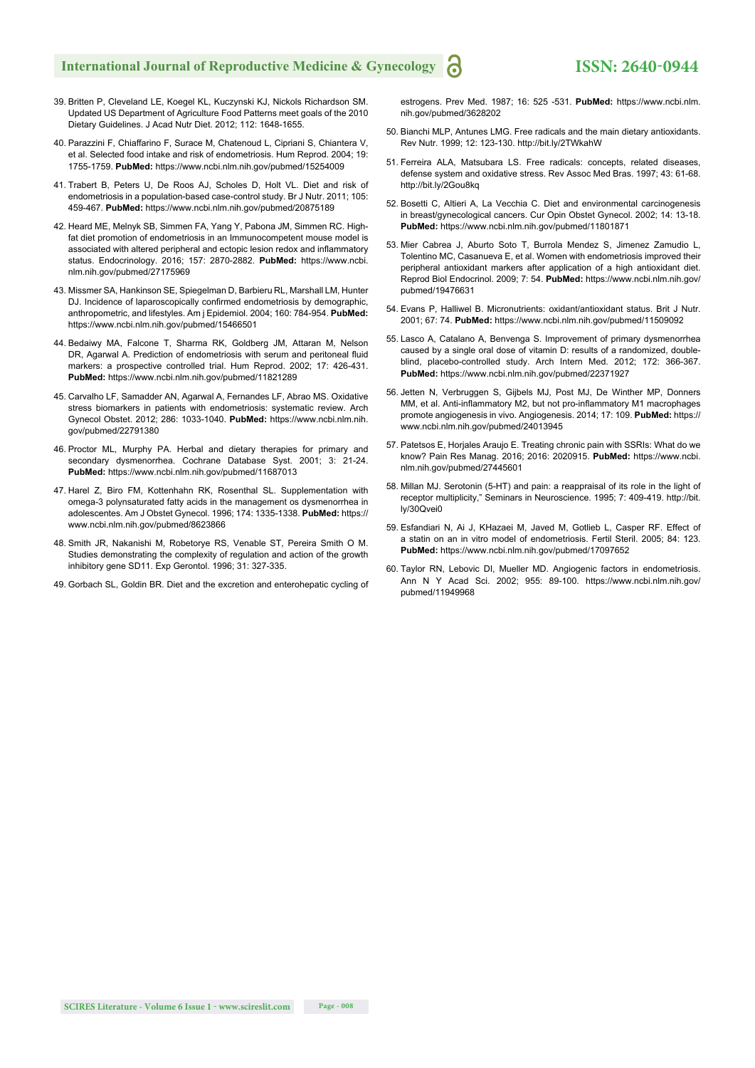39. Britten P, Cleveland LE, Koegel KL, Kuczynski KJ, Nickols Richardson SM. Updated US Department of Agriculture Food Patterns meet goals of the 2010 Dietary Guidelines. J Acad Nutr Diet. 2012; 112: 1648-1655.

40. Parazzini F, Chiaffarino F, Surace M, Chatenoud L, Cipriani S, Chiantera V, et al. Selected food intake and risk of endometriosis. Hum Reprod. 2004; 19: 1755-1759. **PubMed:** https://www.ncbi.nlm.nih.gov/pubmed/15254009

41. Trabert B, Peters U, De Roos AJ, Scholes D, Holt VL. Diet and risk of endometriosis in a population-based case-control study. Br J Nutr. 2011; 105: 459-467. **PubMed:** https://www.ncbi.nlm.nih.gov/pubmed/20875189

42. Heard ME, Melnyk SB, Simmen FA, Yang Y, Pabona JM, Simmen RC. High-fat diet promotion of endometriosis in an Immunocompetent mouse model is associated with altered peripheral and ectopic lesion redox and inflammatory status. Endocrinology. 2016; 157: 2870-2882. **PubMed:** https://www.ncbi.nlm.nih.gov/pubmed/27175969

43. Missmer SA, Hankinson SE, Spiegelman D, Barbieru RL, Marshall LM, Hunter DJ. Incidence of laparoscopically confirmed endometriosis by demographic, anthropometric, and lifestyles. Am j Epidemiol. 2004; 160: 784-954. **PubMed:** https://www.ncbi.nlm.nih.gov/pubmed/15466501

44. Bedaiwy MA, Falcone T, Sharma RK, Goldberg JM, Attaran M, Nelson DR, Agarwal A. Prediction of endometriosis with serum and peritoneal fluid markers: a prospective controlled trial. Hum Reprod. 2002; 17: 426-431. **PubMed:** https://www.ncbi.nlm.nih.gov/pubmed/11821289

45. Carvalho LF, Samadder AN, Agarwal A, Fernandes LF, Abrao MS. Oxidative stress biomarkers in patients with endometriosis: systematic review. Arch Gynecol Obstet. 2012; 286: 1033-1040. **PubMed:** https://www.ncbi.nlm.nih.gov/pubmed/22791380

46. Proctor ML, Murphy PA. Herbal and dietary therapies for primary and secondary dysmenorrhea. Cochrane Database Syst. 2001; 3: 21-24. **PubMed:** https://www.ncbi.nlm.nih.gov/pubmed/11687013

47. Harel Z, Biro FM, Kottenhahn RK, Rosenthal SL. Supplementation with omega-3 polynsaturated fatty acids in the management os dysmenorrhea in adolescentes. Am J Obstet Gynecol. 1996; 174: 1335-1338. **PubMed:** https://www.ncbi.nlm.nih.gov/pubmed/8623866

48. Smith JR, Nakanishi M, Robetorye RS, Venable ST, Pereira Smith O M. Studies demonstrating the complexity of regulation and action of the growth inhibitory gene SD11. Exp Gerontol. 1996; 31: 327-335.

49. Gorbach SL, Goldin BR. Diet and the excretion and enterohepatic cycling of estrogens. Prev Med. 1987; 16: 525 -531. **PubMed:** https://www.ncbi.nlm.nih.gov/pubmed/3628202

50. Bianchi MLP, Antunes LMG. Free radicals and the main dietary antioxidants. Rev Nutr. 1999; 12: 123-130. http://bit.ly/2TWkahW

51. Ferreira ALA, Matsubara LS. Free radicals: concepts, related diseases, defense system and oxidative stress. Rev Assoc Med Bras. 1997; 43: 61-68. http://bit.ly/2Gou8kq

52. Bosetti C, Altieri A, La Vecchia C. Diet and environmental carcinogenesis in breast/gynecological cancers. Cur Opin Obstet Gynecol. 2002; 14: 13-18. **PubMed:** https://www.ncbi.nlm.nih.gov/pubmed/11801871

53. Mier Cabrea J, Aburto Soto T, Burrola Mendez S, Jimenez Zamudio L, Tolentino MC, Casanueva E, et al. Women with endometriosis improved their peripheral antioxidant markers after application of a high antioxidant diet. Reprod Biol Endocrinol. 2009; 7: 54. **PubMed:** https://www.ncbi.nlm.nih.gov/pubmed/19476631

54. Evans P, Halliwel B. Micronutrients: oxidant/antioxidant status. Brit J Nutr. 2001; 67: 74. **PubMed:** https://www.ncbi.nlm.nih.gov/pubmed/11509092

55. Lasco A, Catalano A, Benvenga S. Improvement of primary dysmenorrhea caused by a single oral dose of vitamin D: results of a randomized, double-blind, placebo-controlled study. Arch Intern Med. 2012; 172: 366-367. **PubMed:** https://www.ncbi.nlm.nih.gov/pubmed/22371927

56. Jetten N, Verbruggen S, Gijbels MJ, Post MJ, De Winther MP, Donners MM, et al. Anti-inflammatory M2, but not pro-inflammatory M1 macrophages promote angiogenesis in vivo. Angiogenesis. 2014; 17: 109. **PubMed:** https://www.ncbi.nlm.nih.gov/pubmed/24013945

57. Patetsos E, Horjales Araujo E. Treating chronic pain with SSRIs: What do we know? Pain Res Manag. 2016; 2016: 2020915. **PubMed:** https://www.ncbi.nlm.nih.gov/pubmed/27445601

58. Millan MJ. Serotonin (5-HT) and pain: a reappraisal of its role in the light of receptor multiplicity," Seminars in Neuroscience. 1995; 7: 409-419. http://bit.ly/30Qvei0

59. Esfandiari N, Ai J, KHazaei M, Javed M, Gotlieb L, Casper RF. Effect of a statin on an in vitro model of endometriosis. Fertil Steril. 2005; 84: 123. **PubMed:** https://www.ncbi.nlm.nih.gov/pubmed/17097652

60. Taylor RN, Lebovic DI, Mueller MD. Angiogenic factors in endometriosis. Ann N Y Acad Sci. 2002; 955: 89-100. https://www.ncbi.nlm.nih.gov/pubmed/11949968